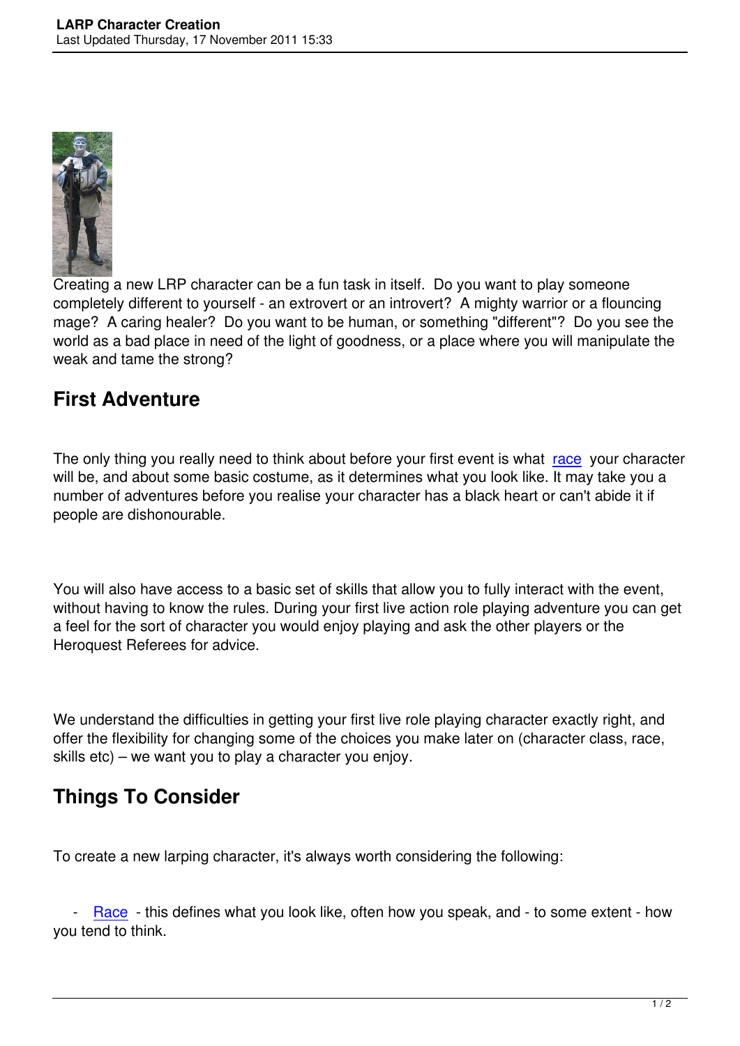Creating a new LRP character can be a fun task in itself. Do you want to play someone completely different to yourself - an extrovert or an introvert? A mighty warrior or a flouncing mage? A caring healer? Do you want to be human, or something "different"? Do you see the world as a bad place in need of the light of goodness, or a place where you will manipulate the weak and tame the strong?

## First Adventure

The only thing you really need to think about before your first event is what race your character will be, and about some basic costume, as it determines what you look like. It may take you a number of adventures before you realise your character has a black heart or can't abide it if people are dishonourable.

You will also have access to a basic set of skills that allow you to fully interact with the event, without having to know the rules. During your first live action role playing adventure you can get a feel for the sort of character you would enjoy playing and ask the other players or the Heroquest Referees for advice.

We understand the difficulties in getting your first live role playing character exactly right, and offer the flexibility for changing some of the choices you make later on (character class, race, skills etc) – we want you to play a character you enjoy.

## Things To Consider

To create a new larping character, it's always worth considering the following:

- Race - this defines what you look like, often how you speak, and - to some extent - how you tend to think.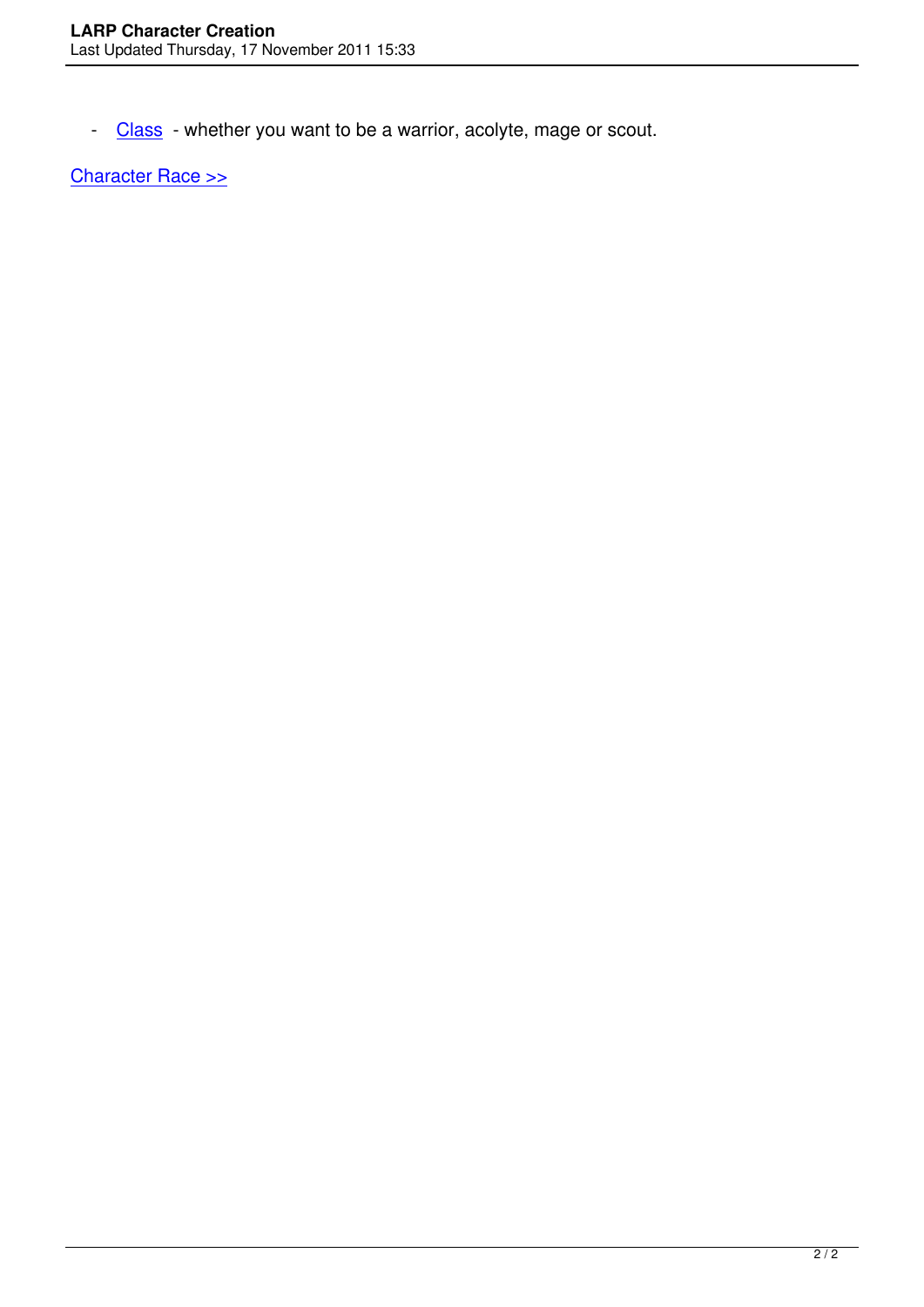- Class - whether you want to be a warrior, acolyte, mage or scout.

Character Race >>